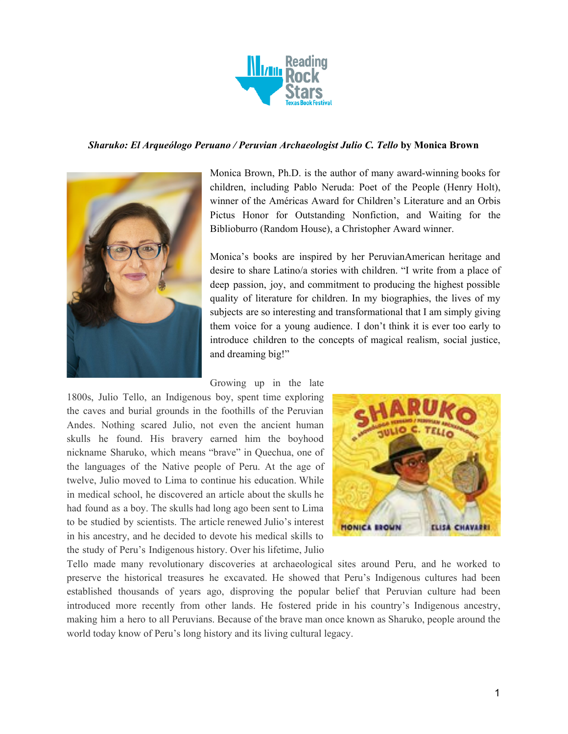***Sharuko: El Arqueólogo Peruano / Peruvian Archaeologist Julio C. Tello* by Monica Brown**

Monica Brown, Ph.D. is the author of many award-winning books for children, including Pablo Neruda: Poet of the People (Henry Holt), winner of the Américas Award for Children's Literature and an Orbis Pictus Honor for Outstanding Nonfiction, and Waiting for the Biblioburro (Random House), a Christopher Award winner.

Monica's books are inspired by her PeruvianAmerican heritage and desire to share Latino/a stories with children. "I write from a place of deep passion, joy, and commitment to producing the highest possible quality of literature for children. In my biographies, the lives of my subjects are so interesting and transformational that I am simply giving them voice for a young audience. I don't think it is ever too early to introduce children to the concepts of magical realism, social justice, and dreaming big!"

Growing up in the late 1800s, Julio Tello, an Indigenous boy, spent time exploring the caves and burial grounds in the foothills of the Peruvian Andes. Nothing scared Julio, not even the ancient human skulls he found. His bravery earned him the boyhood nickname Sharuko, which means "brave" in Quechua, one of the languages of the Native people of Peru. At the age of twelve, Julio moved to Lima to continue his education. While in medical school, he discovered an article about the skulls he had found as a boy. The skulls had long ago been sent to Lima to be studied by scientists. The article renewed Julio's interest in his ancestry, and he decided to devote his medical skills to the study of Peru's Indigenous history. Over his lifetime, Julio Tello made many revolutionary discoveries at archaeological sites around Peru, and he worked to preserve the historical treasures he excavated. He showed that Peru's Indigenous cultures had been established thousands of years ago, disproving the popular belief that Peruvian culture had been introduced more recently from other lands. He fostered pride in his country's Indigenous ancestry, making him a hero to all Peruvians. Because of the brave man once known as Sharuko, people around the world today know of Peru's long history and its living cultural legacy.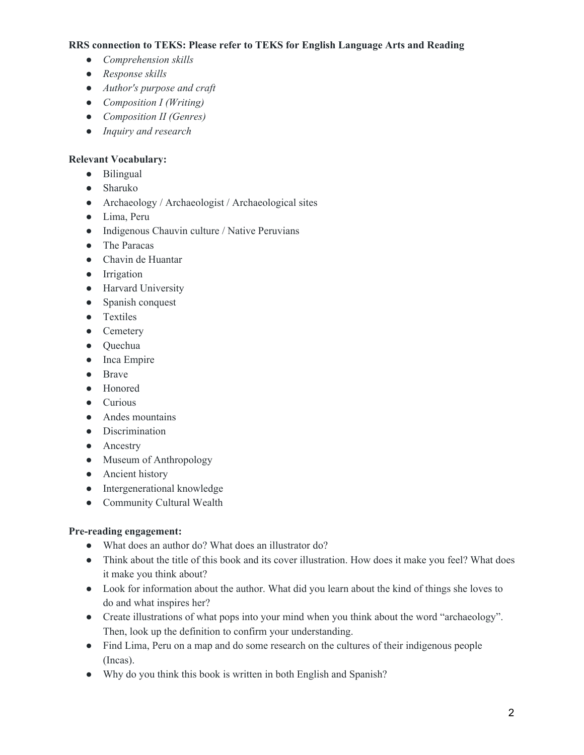**RRS connection to TEKS: Please refer to TEKS for English Language Arts and Reading**

- *Comprehension skills*
- *Response skills*
- *Author's purpose and craft*
- *Composition I (Writing)*
- *Composition II (Genres)*
- *Inquiry and research*

**Relevant Vocabulary:**

- Bilingual
- Sharuko
- Archaeology / Archaeologist / Archaeological sites
- Lima, Peru
- Indigenous Chauvin culture / Native Peruvians
- The Paracas
- Chavin de Huantar
- Irrigation
- Harvard University
- Spanish conquest
- Textiles
- Cemetery
- Quechua
- Inca Empire
- Brave
- Honored
- Curious
- Andes mountains
- Discrimination
- Ancestry
- Museum of Anthropology
- Ancient history
- Intergenerational knowledge
- Community Cultural Wealth

**Pre-reading engagement:**

- What does an author do? What does an illustrator do?
- Think about the title of this book and its cover illustration. How does it make you feel? What does it make you think about?
- Look for information about the author. What did you learn about the kind of things she loves to do and what inspires her?
- Create illustrations of what pops into your mind when you think about the word "archaeology". Then, look up the definition to confirm your understanding.
- Find Lima, Peru on a map and do some research on the cultures of their indigenous people (Incas).
- Why do you think this book is written in both English and Spanish?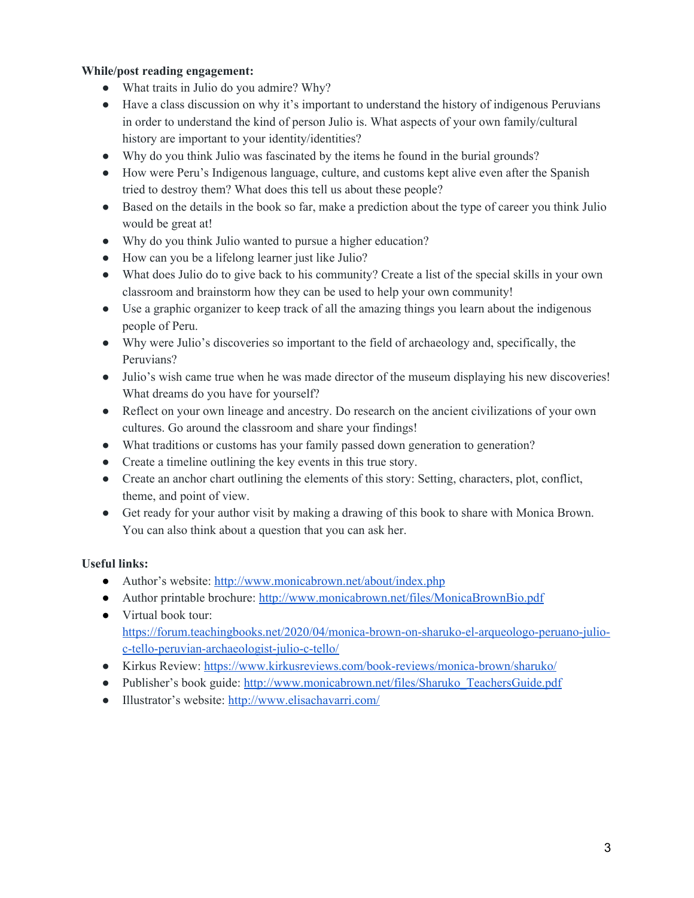**While/post reading engagement:**

- What traits in Julio do you admire? Why?
- Have a class discussion on why it's important to understand the history of indigenous Peruvians in order to understand the kind of person Julio is. What aspects of your own family/cultural history are important to your identity/identities?
- Why do you think Julio was fascinated by the items he found in the burial grounds?
- How were Peru's Indigenous language, culture, and customs kept alive even after the Spanish tried to destroy them? What does this tell us about these people?
- Based on the details in the book so far, make a prediction about the type of career you think Julio would be great at!
- Why do you think Julio wanted to pursue a higher education?
- How can you be a lifelong learner just like Julio?
- What does Julio do to give back to his community? Create a list of the special skills in your own classroom and brainstorm how they can be used to help your own community!
- Use a graphic organizer to keep track of all the amazing things you learn about the indigenous people of Peru.
- Why were Julio's discoveries so important to the field of archaeology and, specifically, the Peruvians?
- Julio's wish came true when he was made director of the museum displaying his new discoveries! What dreams do you have for yourself?
- Reflect on your own lineage and ancestry. Do research on the ancient civilizations of your own cultures. Go around the classroom and share your findings!
- What traditions or customs has your family passed down generation to generation?
- Create a timeline outlining the key events in this true story.
- Create an anchor chart outlining the elements of this story: Setting, characters, plot, conflict, theme, and point of view.
- Get ready for your author visit by making a drawing of this book to share with Monica Brown. You can also think about a question that you can ask her.

**Useful links:**

- Author's website: [http://www.monicabrown.net/about/index.php](http://www.monicabrown.net/about/index.php)
- Author printable brochure: [http://www.monicabrown.net/files/MonicaBrownBio.pdf](http://www.monicabrown.net/files/MonicaBrownBio.pdf)
- Virtual book tour: [https://forum.teachingbooks.net/2020/04/monica-brown-on-sharuko-el-arqueologo-peruano-julio-c-tello-peruvian-archaeologist-julio-c-tello/](https://forum.teachingbooks.net/2020/04/monica-brown-on-sharuko-el-arqueologo-peruano-julio-c-tello-peruvian-archaeologist-julio-c-tello/)
- Kirkus Review: [https://www.kirkusreviews.com/book-reviews/monica-brown/sharuko/](https://www.kirkusreviews.com/book-reviews/monica-brown/sharuko/)
- Publisher's book guide: [http://www.monicabrown.net/files/Sharuko_TeachersGuide.pdf](http://www.monicabrown.net/files/Sharuko_TeachersGuide.pdf)
- Illustrator's website: [http://www.elisachavarri.com/](http://www.elisachavarri.com/)